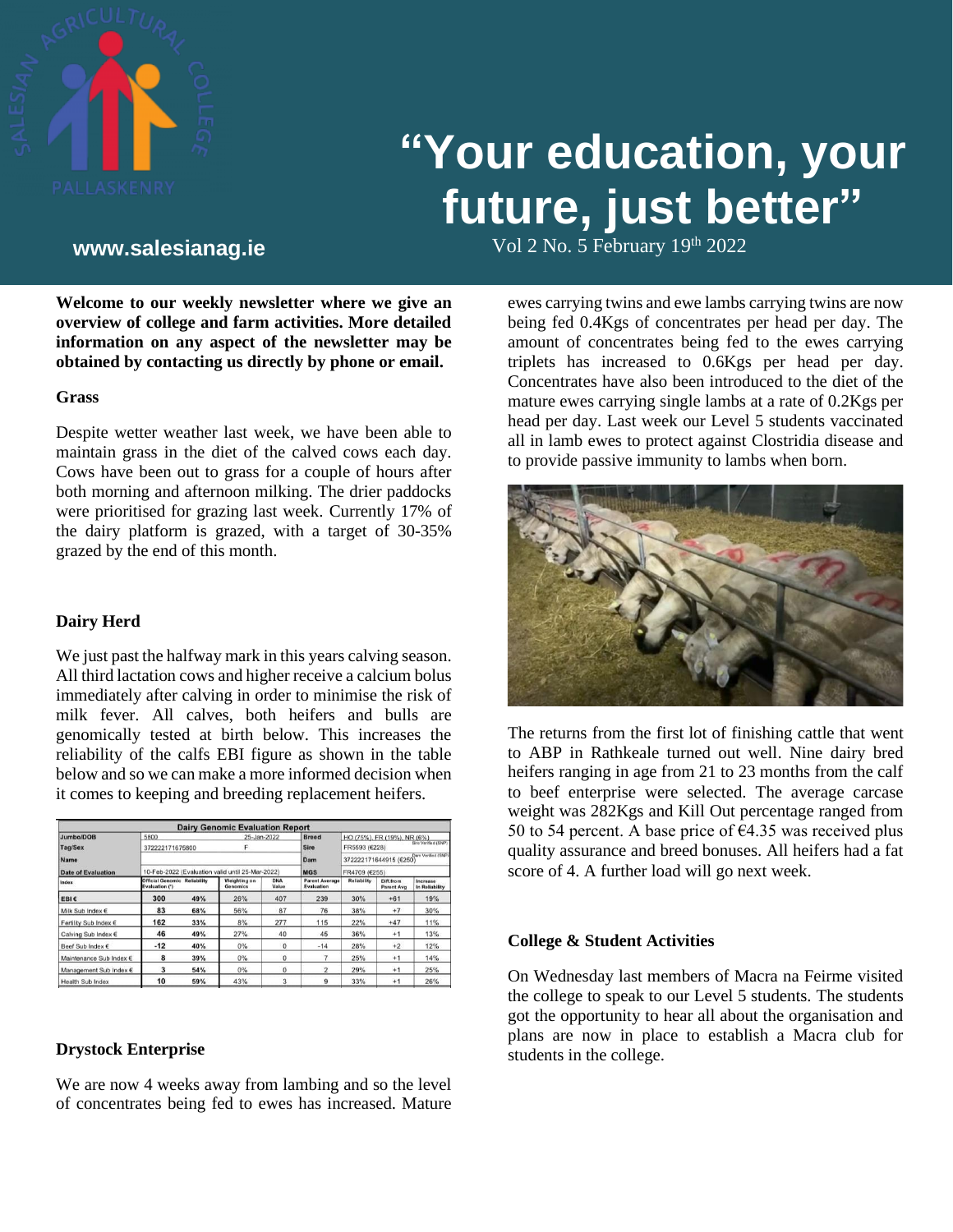# "Your education, your future, just better"

**www.salesianag.ie**

Vol 2 No. 5 February 19th 2022

**Welcome to our weekly newsletter where we give an overview of college and farm activities. More detailed information on any aspect of the newsletter may be obtained by contacting us directly by phone or email.**

### Grass

Despite wetter weather last week, we have been able to maintain grass in the diet of the calved cows each day. Cows have been out to grass for a couple of hours after both morning and afternoon milking. The drier paddocks were prioritised for grazing last week. Currently 17% of the dairy platform is grazed, with a target of 30-35% grazed by the end of this month.

### Dairy Herd

We just past the halfway mark in this years calving season. All third lactation cows and higher receive a calcium bolus immediately after calving in order to minimise the risk of milk fever. All calves, both heifers and bulls are genomically tested at birth below. This increases the reliability of the calfs EBI figure as shown in the table below and so we can make a more informed decision when it comes to keeping and breeding replacement heifers.

**Dairy Genomic Evaluation Report**

| Jumbo/DOB | 5800 | | 25-Jan-2022 | | Breed | HO (75%), FR (19%), NR (6%) | | |
|---|---|---|---|---|---|---|---|---|
| Tag/Sex | 372222171675800 | | F | | Sire | FR5593 (€228) | | Sire Verified (SNP) |
| Name | | | | | Dam | 372222171644915 (€250) | | Sire Verified (SNP) |
| Date of Evaluation | 10-Feb-2022 (Evaluation valid until 25-Mar-2022) | | | | MGS | FR4709 (€255) | | |
| Index | Official Genomic Evaluation (*) | Reliability | Weighting on Genomics | DNA Value | Parent Average Evaluation | Reliability | Diff.from Parent Avg | Increase in Reliability |
| EBI € | 300 | 49% | 26% | 407 | 239 | 30% | +61 | 19% |
| Milk Sub Index € | 83 | 68% | 56% | 87 | 76 | 38% | +7 | 30% |
| Fertility Sub Index € | 162 | 33% | 8% | 277 | 115 | 22% | +47 | 11% |
| Calving Sub Index € | 46 | 49% | 27% | 40 | 45 | 36% | +1 | 13% |
| Beef Sub Index € | -12 | 40% | 0% | 0 | -14 | 28% | +2 | 12% |
| Maintenance Sub Index € | 8 | 39% | 0% | 0 | 7 | 25% | +1 | 14% |
| Management Sub Index € | 3 | 54% | 0% | 0 | 2 | 29% | +1 | 25% |
| Health Sub Index | 10 | 59% | 43% | 3 | 9 | 33% | +1 | 26% |

### Drystock Enterprise

We are now 4 weeks away from lambing and so the level of concentrates being fed to ewes has increased. Mature ewes carrying twins and ewe lambs carrying twins are now being fed 0.4Kgs of concentrates per head per day. The amount of concentrates being fed to the ewes carrying triplets has increased to 0.6Kgs per head per day. Concentrates have also been introduced to the diet of the mature ewes carrying single lambs at a rate of 0.2Kgs per head per day. Last week our Level 5 students vaccinated all in lamb ewes to protect against Clostridia disease and to provide passive immunity to lambs when born.

The returns from the first lot of finishing cattle that went to ABP in Rathkeale turned out well. Nine dairy bred heifers ranging in age from 21 to 23 months from the calf to beef enterprise were selected. The average carcase weight was 282Kgs and Kill Out percentage ranged from 50 to 54 percent. A base price of €4.35 was received plus quality assurance and breed bonuses. All heifers had a fat score of 4. A further load will go next week.

### College & Student Activities

On Wednesday last members of Macra na Feirme visited the college to speak to our Level 5 students. The students got the opportunity to hear all about the organisation and plans are now in place to establish a Macra club for students in the college.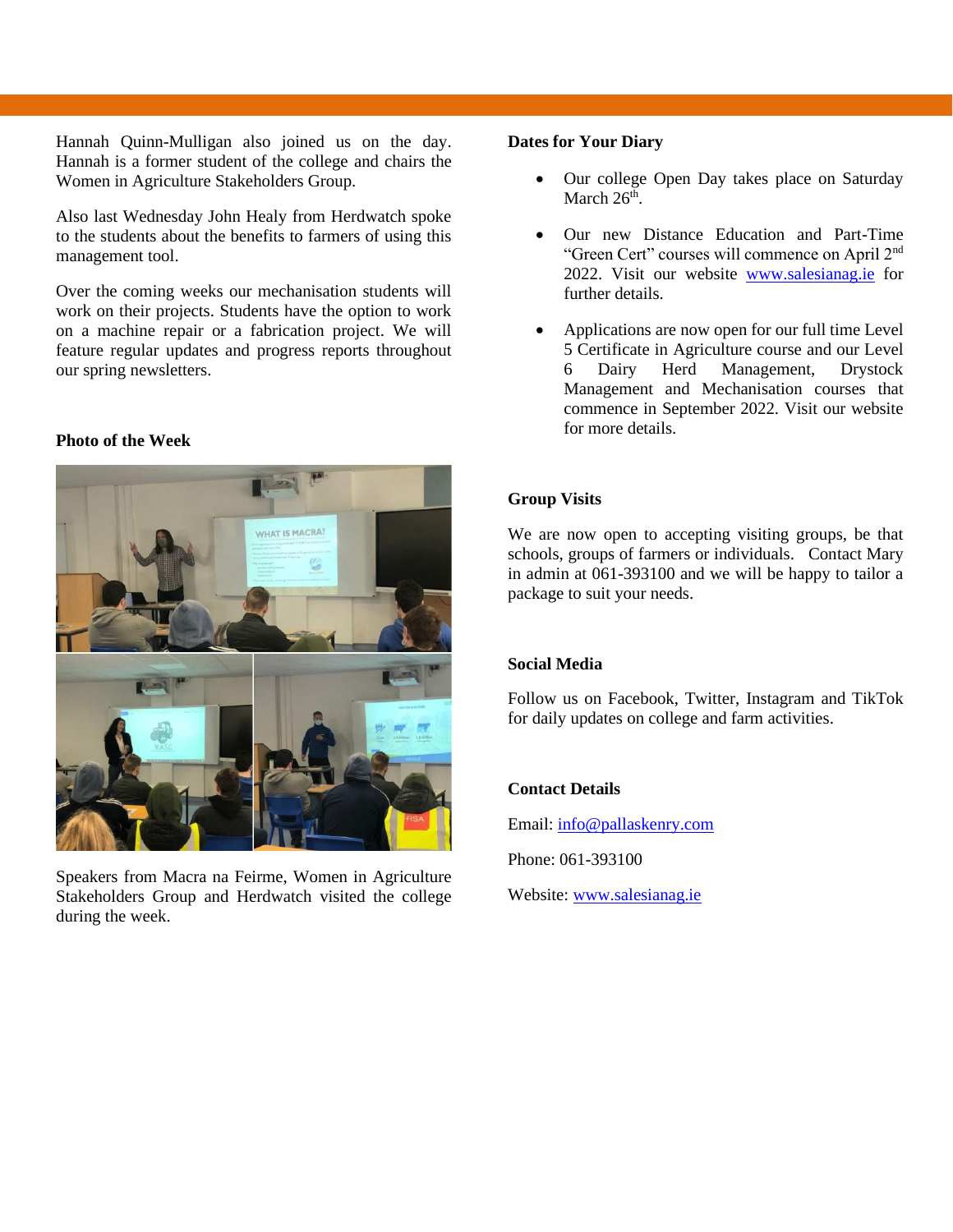Hannah Quinn-Mulligan also joined us on the day. Hannah is a former student of the college and chairs the Women in Agriculture Stakeholders Group.

Also last Wednesday John Healy from Herdwatch spoke to the students about the benefits to farmers of using this management tool.

Over the coming weeks our mechanisation students will work on their projects. Students have the option to work on a machine repair or a fabrication project. We will feature regular updates and progress reports throughout our spring newsletters.

**Photo of the Week**

Speakers from Macra na Feirme, Women in Agriculture Stakeholders Group and Herdwatch visited the college during the week.

**Dates for Your Diary**

- Our college Open Day takes place on Saturday March 26th.
- Our new Distance Education and Part-Time "Green Cert" courses will commence on April 2nd 2022. Visit our website www.salesianag.ie for further details.
- Applications are now open for our full time Level 5 Certificate in Agriculture course and our Level 6 Dairy Herd Management, Drystock Management and Mechanisation courses that commence in September 2022. Visit our website for more details.

**Group Visits**

We are now open to accepting visiting groups, be that schools, groups of farmers or individuals. Contact Mary in admin at 061-393100 and we will be happy to tailor a package to suit your needs.

**Social Media**

Follow us on Facebook, Twitter, Instagram and TikTok for daily updates on college and farm activities.

**Contact Details**

Email: info@pallaskenry.com

Phone: 061-393100

Website: www.salesianag.ie